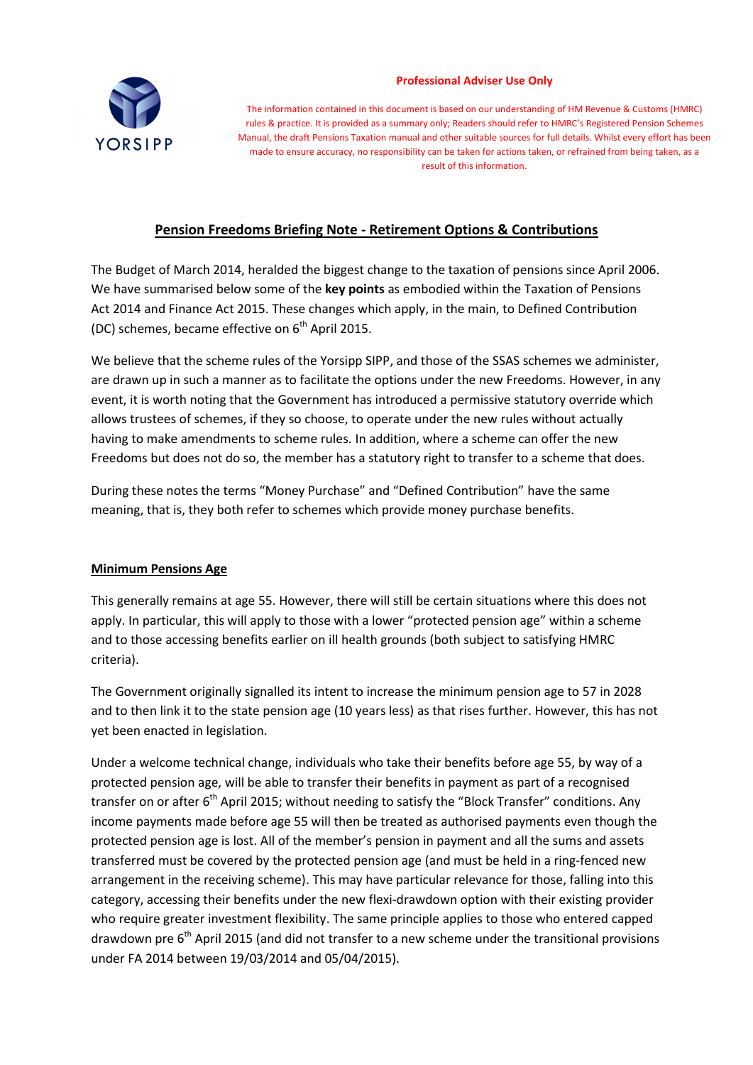**Professional Adviser Use Only**

The information contained in this document is based on our understanding of HM Revenue & Customs (HMRC) rules & practice. It is provided as a summary only; Readers should refer to HMRC's Registered Pension Schemes Manual, the draft Pensions Taxation manual and other suitable sources for full details. Whilst every effort has been made to ensure accuracy, no responsibility can be taken for actions taken, or refrained from being taken, as a result of this information.

# Pension Freedoms Briefing Note - Retirement Options & Contributions

The Budget of March 2014, heralded the biggest change to the taxation of pensions since April 2006. We have summarised below some of the **key points** as embodied within the Taxation of Pensions Act 2014 and Finance Act 2015. These changes which apply, in the main, to Defined Contribution (DC) schemes, became effective on 6th April 2015.

We believe that the scheme rules of the Yorsipp SIPP, and those of the SSAS schemes we administer, are drawn up in such a manner as to facilitate the options under the new Freedoms. However, in any event, it is worth noting that the Government has introduced a permissive statutory override which allows trustees of schemes, if they so choose, to operate under the new rules without actually having to make amendments to scheme rules. In addition, where a scheme can offer the new Freedoms but does not do so, the member has a statutory right to transfer to a scheme that does.

During these notes the terms "Money Purchase" and "Defined Contribution" have the same meaning, that is, they both refer to schemes which provide money purchase benefits.

## Minimum Pensions Age

This generally remains at age 55. However, there will still be certain situations where this does not apply. In particular, this will apply to those with a lower "protected pension age" within a scheme and to those accessing benefits earlier on ill health grounds (both subject to satisfying HMRC criteria).

The Government originally signalled its intent to increase the minimum pension age to 57 in 2028 and to then link it to the state pension age (10 years less) as that rises further. However, this has not yet been enacted in legislation.

Under a welcome technical change, individuals who take their benefits before age 55, by way of a protected pension age, will be able to transfer their benefits in payment as part of a recognised transfer on or after 6th April 2015; without needing to satisfy the "Block Transfer" conditions. Any income payments made before age 55 will then be treated as authorised payments even though the protected pension age is lost. All of the member's pension in payment and all the sums and assets transferred must be covered by the protected pension age (and must be held in a ring-fenced new arrangement in the receiving scheme). This may have particular relevance for those, falling into this category, accessing their benefits under the new flexi-drawdown option with their existing provider who require greater investment flexibility. The same principle applies to those who entered capped drawdown pre 6th April 2015 (and did not transfer to a new scheme under the transitional provisions under FA 2014 between 19/03/2014 and 05/04/2015).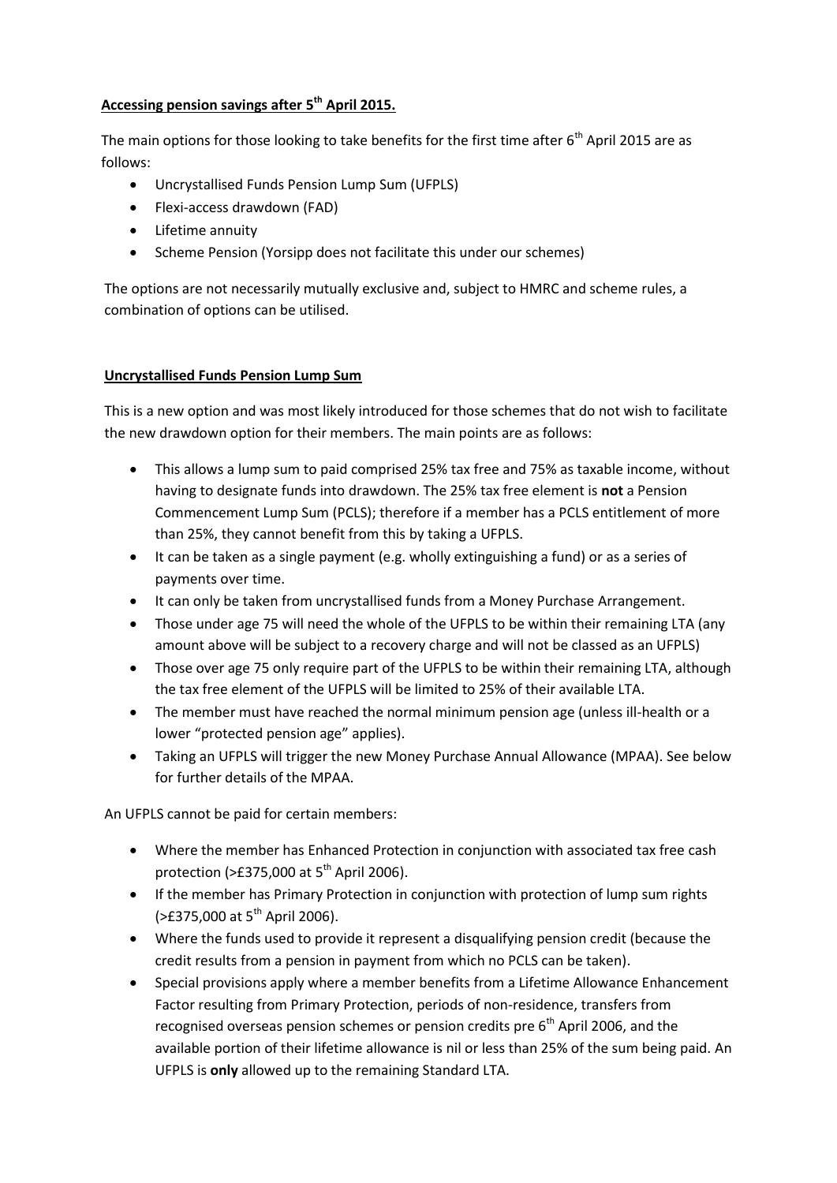## **Accessing pension savings after 5th April 2015.**

The main options for those looking to take benefits for the first time after 6th April 2015 are as follows:

- Uncrystallised Funds Pension Lump Sum (UFPLS)
- Flexi-access drawdown (FAD)
- Lifetime annuity
- Scheme Pension (Yorsipp does not facilitate this under our schemes)

The options are not necessarily mutually exclusive and, subject to HMRC and scheme rules, a combination of options can be utilised.

### **Uncrystallised Funds Pension Lump Sum**

This is a new option and was most likely introduced for those schemes that do not wish to facilitate the new drawdown option for their members. The main points are as follows:

- This allows a lump sum to paid comprised 25% tax free and 75% as taxable income, without having to designate funds into drawdown. The 25% tax free element is **not** a Pension Commencement Lump Sum (PCLS); therefore if a member has a PCLS entitlement of more than 25%, they cannot benefit from this by taking a UFPLS.
- It can be taken as a single payment (e.g. wholly extinguishing a fund) or as a series of payments over time.
- It can only be taken from uncrystallised funds from a Money Purchase Arrangement.
- Those under age 75 will need the whole of the UFPLS to be within their remaining LTA (any amount above will be subject to a recovery charge and will not be classed as an UFPLS)
- Those over age 75 only require part of the UFPLS to be within their remaining LTA, although the tax free element of the UFPLS will be limited to 25% of their available LTA.
- The member must have reached the normal minimum pension age (unless ill-health or a lower "protected pension age" applies).
- Taking an UFPLS will trigger the new Money Purchase Annual Allowance (MPAA). See below for further details of the MPAA.

An UFPLS cannot be paid for certain members:

- Where the member has Enhanced Protection in conjunction with associated tax free cash protection (>£375,000 at 5th April 2006).
- If the member has Primary Protection in conjunction with protection of lump sum rights (>£375,000 at 5th April 2006).
- Where the funds used to provide it represent a disqualifying pension credit (because the credit results from a pension in payment from which no PCLS can be taken).
- Special provisions apply where a member benefits from a Lifetime Allowance Enhancement Factor resulting from Primary Protection, periods of non-residence, transfers from recognised overseas pension schemes or pension credits pre 6th April 2006, and the available portion of their lifetime allowance is nil or less than 25% of the sum being paid. An UFPLS is **only** allowed up to the remaining Standard LTA.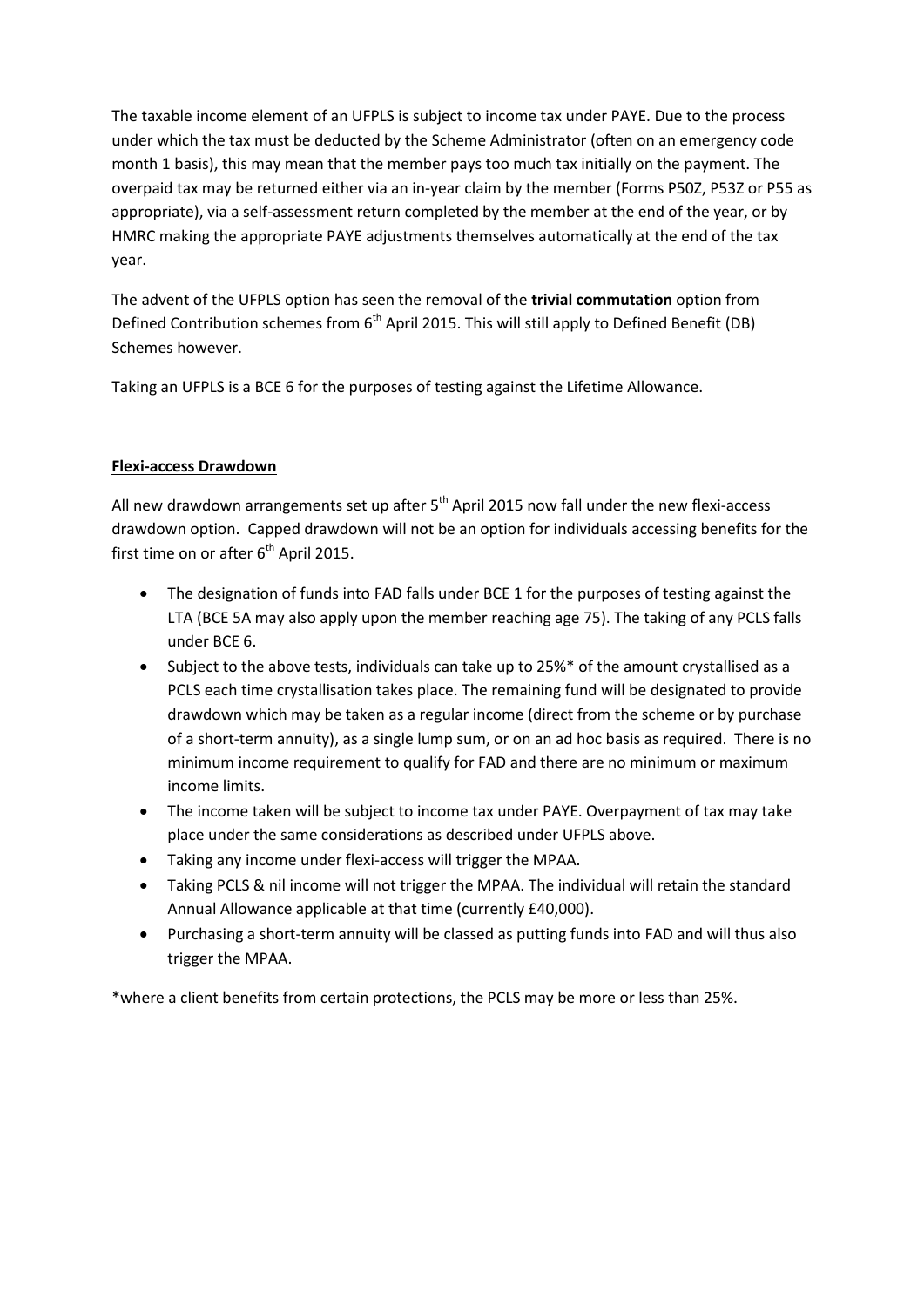The taxable income element of an UFPLS is subject to income tax under PAYE. Due to the process under which the tax must be deducted by the Scheme Administrator (often on an emergency code month 1 basis), this may mean that the member pays too much tax initially on the payment. The overpaid tax may be returned either via an in-year claim by the member (Forms P50Z, P53Z or P55 as appropriate), via a self-assessment return completed by the member at the end of the year, or by HMRC making the appropriate PAYE adjustments themselves automatically at the end of the tax year.

The advent of the UFPLS option has seen the removal of the **trivial commutation** option from Defined Contribution schemes from 6th April 2015. This will still apply to Defined Benefit (DB) Schemes however.

Taking an UFPLS is a BCE 6 for the purposes of testing against the Lifetime Allowance.

## Flexi-access Drawdown

All new drawdown arrangements set up after 5th April 2015 now fall under the new flexi-access drawdown option. Capped drawdown will not be an option for individuals accessing benefits for the first time on or after 6th April 2015.

- The designation of funds into FAD falls under BCE 1 for the purposes of testing against the LTA (BCE 5A may also apply upon the member reaching age 75). The taking of any PCLS falls under BCE 6.
- Subject to the above tests, individuals can take up to 25%* of the amount crystallised as a PCLS each time crystallisation takes place. The remaining fund will be designated to provide drawdown which may be taken as a regular income (direct from the scheme or by purchase of a short-term annuity), as a single lump sum, or on an ad hoc basis as required. There is no minimum income requirement to qualify for FAD and there are no minimum or maximum income limits.
- The income taken will be subject to income tax under PAYE. Overpayment of tax may take place under the same considerations as described under UFPLS above.
- Taking any income under flexi-access will trigger the MPAA.
- Taking PCLS & nil income will not trigger the MPAA. The individual will retain the standard Annual Allowance applicable at that time (currently £40,000).
- Purchasing a short-term annuity will be classed as putting funds into FAD and will thus also trigger the MPAA.

*where a client benefits from certain protections, the PCLS may be more or less than 25%.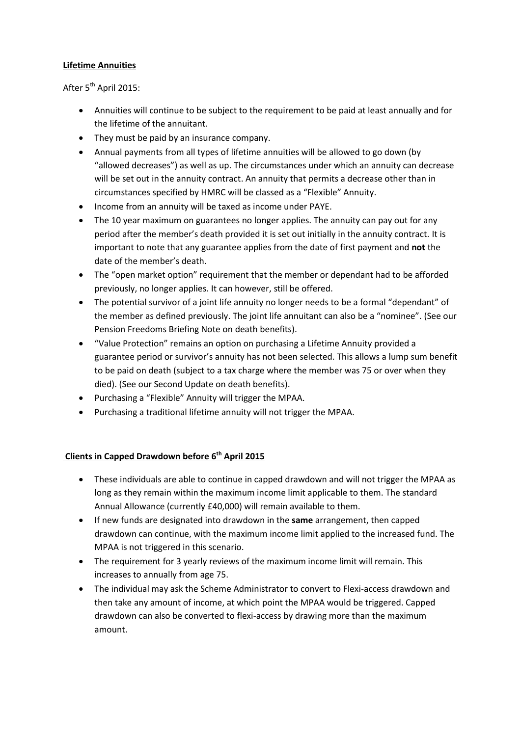## **Lifetime Annuities**

After 5th April 2015:

- Annuities will continue to be subject to the requirement to be paid at least annually and for the lifetime of the annuitant.
- They must be paid by an insurance company.
- Annual payments from all types of lifetime annuities will be allowed to go down (by "allowed decreases") as well as up. The circumstances under which an annuity can decrease will be set out in the annuity contract. An annuity that permits a decrease other than in circumstances specified by HMRC will be classed as a "Flexible" Annuity.
- Income from an annuity will be taxed as income under PAYE.
- The 10 year maximum on guarantees no longer applies. The annuity can pay out for any period after the member's death provided it is set out initially in the annuity contract. It is important to note that any guarantee applies from the date of first payment and **not** the date of the member's death.
- The "open market option" requirement that the member or dependant had to be afforded previously, no longer applies. It can however, still be offered.
- The potential survivor of a joint life annuity no longer needs to be a formal "dependant" of the member as defined previously. The joint life annuitant can also be a "nominee". (See our Pension Freedoms Briefing Note on death benefits).
- "Value Protection" remains an option on purchasing a Lifetime Annuity provided a guarantee period or survivor's annuity has not been selected. This allows a lump sum benefit to be paid on death (subject to a tax charge where the member was 75 or over when they died). (See our Second Update on death benefits).
- Purchasing a "Flexible" Annuity will trigger the MPAA.
- Purchasing a traditional lifetime annuity will not trigger the MPAA.

## **Clients in Capped Drawdown before 6th April 2015**

- These individuals are able to continue in capped drawdown and will not trigger the MPAA as long as they remain within the maximum income limit applicable to them. The standard Annual Allowance (currently £40,000) will remain available to them.
- If new funds are designated into drawdown in the **same** arrangement, then capped drawdown can continue, with the maximum income limit applied to the increased fund. The MPAA is not triggered in this scenario.
- The requirement for 3 yearly reviews of the maximum income limit will remain. This increases to annually from age 75.
- The individual may ask the Scheme Administrator to convert to Flexi-access drawdown and then take any amount of income, at which point the MPAA would be triggered. Capped drawdown can also be converted to flexi-access by drawing more than the maximum amount.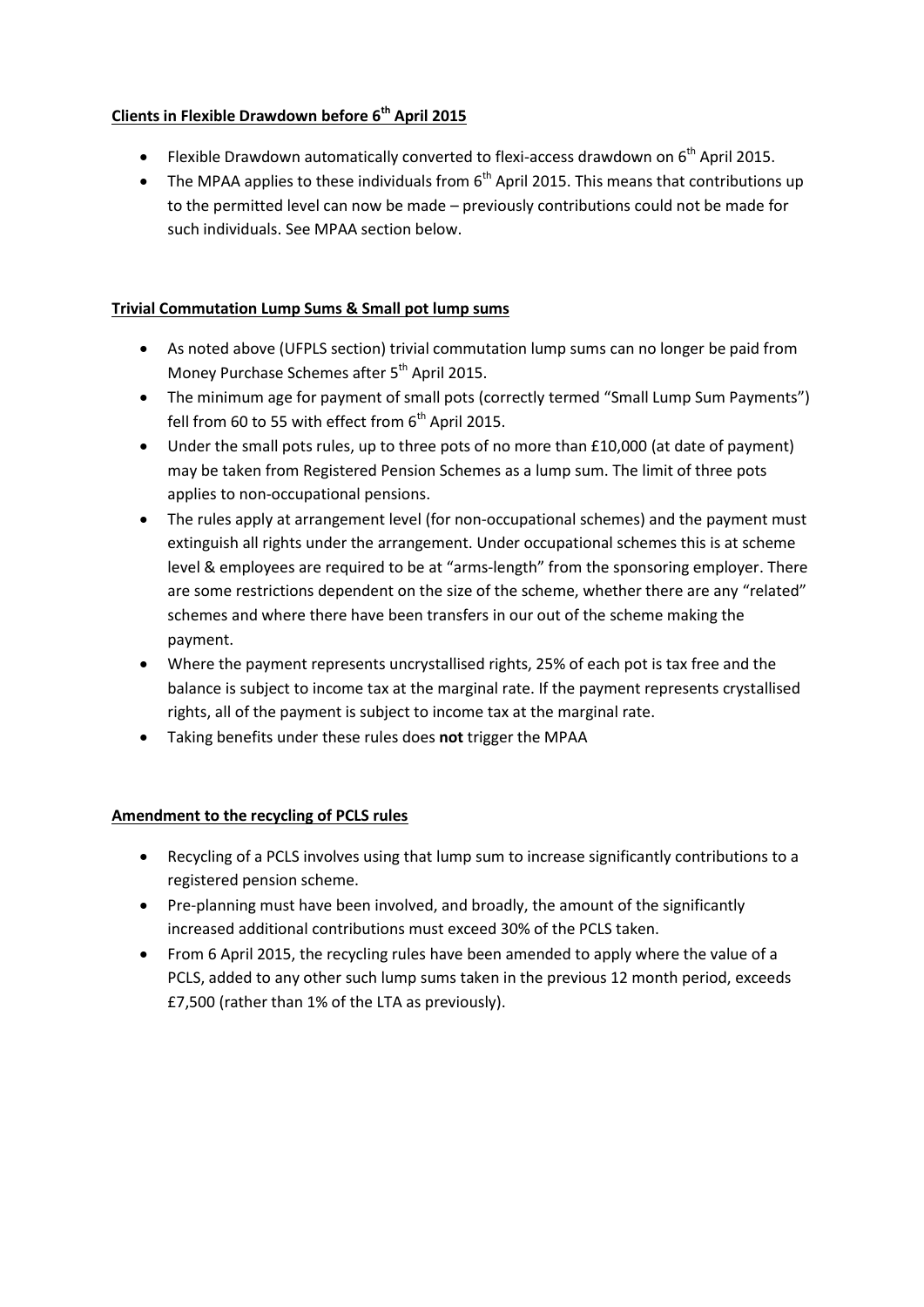## Clients in Flexible Drawdown before 6th April 2015

- Flexible Drawdown automatically converted to flexi-access drawdown on 6th April 2015.
- The MPAA applies to these individuals from 6th April 2015. This means that contributions up to the permitted level can now be made – previously contributions could not be made for such individuals. See MPAA section below.

## Trivial Commutation Lump Sums & Small pot lump sums

- As noted above (UFPLS section) trivial commutation lump sums can no longer be paid from Money Purchase Schemes after 5th April 2015.
- The minimum age for payment of small pots (correctly termed "Small Lump Sum Payments") fell from 60 to 55 with effect from 6th April 2015.
- Under the small pots rules, up to three pots of no more than £10,000 (at date of payment) may be taken from Registered Pension Schemes as a lump sum. The limit of three pots applies to non-occupational pensions.
- The rules apply at arrangement level (for non-occupational schemes) and the payment must extinguish all rights under the arrangement. Under occupational schemes this is at scheme level & employees are required to be at "arms-length" from the sponsoring employer. There are some restrictions dependent on the size of the scheme, whether there are any "related" schemes and where there have been transfers in our out of the scheme making the payment.
- Where the payment represents uncrystallised rights, 25% of each pot is tax free and the balance is subject to income tax at the marginal rate. If the payment represents crystallised rights, all of the payment is subject to income tax at the marginal rate.
- Taking benefits under these rules does **not** trigger the MPAA

## Amendment to the recycling of PCLS rules

- Recycling of a PCLS involves using that lump sum to increase significantly contributions to a registered pension scheme.
- Pre-planning must have been involved, and broadly, the amount of the significantly increased additional contributions must exceed 30% of the PCLS taken.
- From 6 April 2015, the recycling rules have been amended to apply where the value of a PCLS, added to any other such lump sums taken in the previous 12 month period, exceeds £7,500 (rather than 1% of the LTA as previously).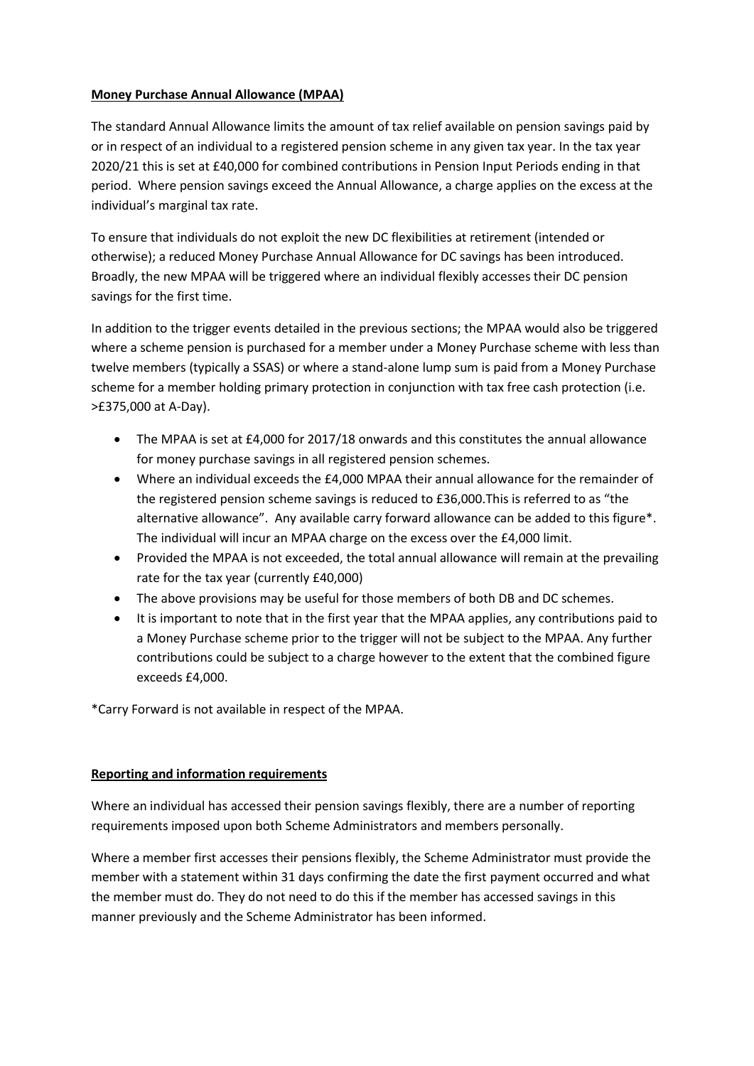**Money Purchase Annual Allowance (MPAA)**

The standard Annual Allowance limits the amount of tax relief available on pension savings paid by or in respect of an individual to a registered pension scheme in any given tax year. In the tax year 2020/21 this is set at £40,000 for combined contributions in Pension Input Periods ending in that period. Where pension savings exceed the Annual Allowance, a charge applies on the excess at the individual's marginal tax rate.

To ensure that individuals do not exploit the new DC flexibilities at retirement (intended or otherwise); a reduced Money Purchase Annual Allowance for DC savings has been introduced. Broadly, the new MPAA will be triggered where an individual flexibly accesses their DC pension savings for the first time.

In addition to the trigger events detailed in the previous sections; the MPAA would also be triggered where a scheme pension is purchased for a member under a Money Purchase scheme with less than twelve members (typically a SSAS) or where a stand-alone lump sum is paid from a Money Purchase scheme for a member holding primary protection in conjunction with tax free cash protection (i.e. >£375,000 at A-Day).

- The MPAA is set at £4,000 for 2017/18 onwards and this constitutes the annual allowance for money purchase savings in all registered pension schemes.
- Where an individual exceeds the £4,000 MPAA their annual allowance for the remainder of the registered pension scheme savings is reduced to £36,000.This is referred to as "the alternative allowance". Any available carry forward allowance can be added to this figure*. The individual will incur an MPAA charge on the excess over the £4,000 limit.
- Provided the MPAA is not exceeded, the total annual allowance will remain at the prevailing rate for the tax year (currently £40,000)
- The above provisions may be useful for those members of both DB and DC schemes.
- It is important to note that in the first year that the MPAA applies, any contributions paid to a Money Purchase scheme prior to the trigger will not be subject to the MPAA. Any further contributions could be subject to a charge however to the extent that the combined figure exceeds £4,000.

*Carry Forward is not available in respect of the MPAA.

**Reporting and information requirements**

Where an individual has accessed their pension savings flexibly, there are a number of reporting requirements imposed upon both Scheme Administrators and members personally.

Where a member first accesses their pensions flexibly, the Scheme Administrator must provide the member with a statement within 31 days confirming the date the first payment occurred and what the member must do. They do not need to do this if the member has accessed savings in this manner previously and the Scheme Administrator has been informed.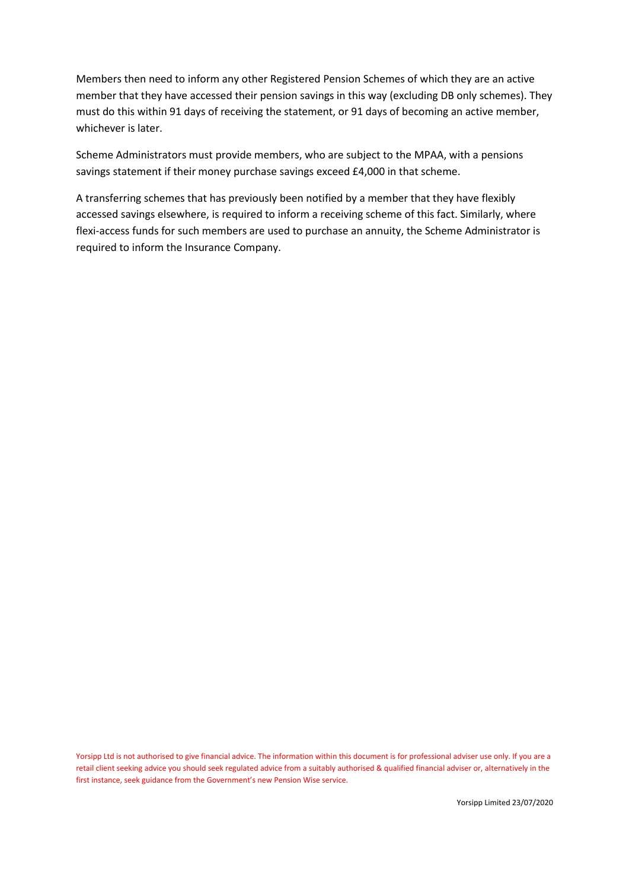Members then need to inform any other Registered Pension Schemes of which they are an active member that they have accessed their pension savings in this way (excluding DB only schemes). They must do this within 91 days of receiving the statement, or 91 days of becoming an active member, whichever is later.

Scheme Administrators must provide members, who are subject to the MPAA, with a pensions savings statement if their money purchase savings exceed £4,000 in that scheme.

A transferring schemes that has previously been notified by a member that they have flexibly accessed savings elsewhere, is required to inform a receiving scheme of this fact. Similarly, where flexi-access funds for such members are used to purchase an annuity, the Scheme Administrator is required to inform the Insurance Company.

Yorsipp Ltd is not authorised to give financial advice. The information within this document is for professional adviser use only. If you are a retail client seeking advice you should seek regulated advice from a suitably authorised & qualified financial adviser or, alternatively in the first instance, seek guidance from the Government's new Pension Wise service.

Yorsipp Limited 23/07/2020